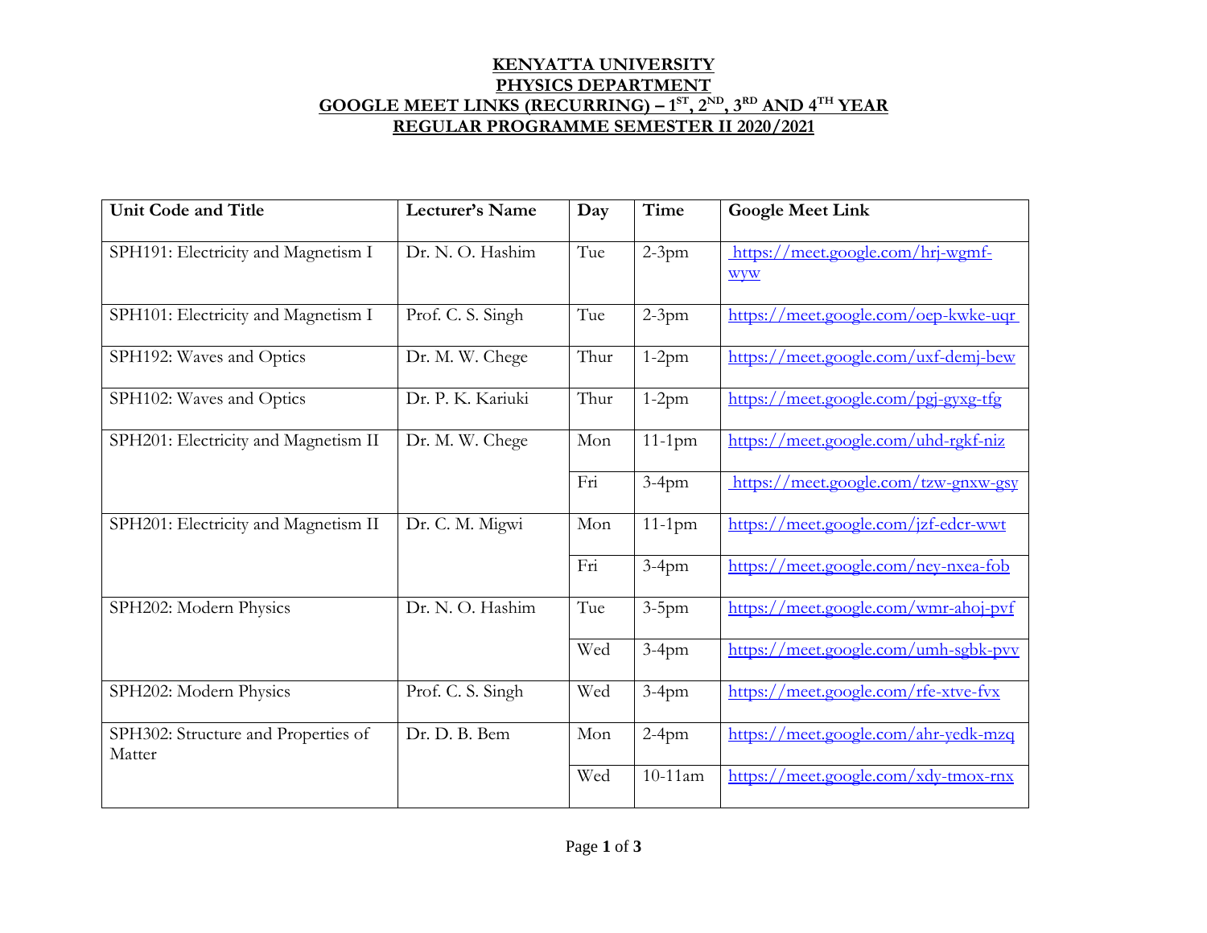**KENYATTA UNIVERSITY**

**PHYSICS DEPARTMENT**

**GOOGLE MEET LINKS (RECURRING) – 1ST, 2ND, 3RD AND 4TH YEAR**

**REGULAR PROGRAMME SEMESTER II 2020/2021**

| Unit Code and Title | Lecturer's Name | Day | Time | Google Meet Link |
|---|---|---|---|---|
| SPH191: Electricity and Magnetism I | Dr. N. O. Hashim | Tue | 2-3pm | https://meet.google.com/hrj-wgmf-wyw |
| SPH101: Electricity and Magnetism I | Prof. C. S. Singh | Tue | 2-3pm | https://meet.google.com/oep-kwke-uqr |
| SPH192: Waves and Optics | Dr. M. W. Chege | Thur | 1-2pm | https://meet.google.com/uxf-demj-bew |
| SPH102: Waves and Optics | Dr. P. K. Kariuki | Thur | 1-2pm | https://meet.google.com/pgj-gyxg-tfg |
| SPH201: Electricity and Magnetism II | Dr. M. W. Chege | Mon | 11-1pm | https://meet.google.com/uhd-rgkf-niz |
| | | Fri | 3-4pm | https://meet.google.com/tzw-gnxw-gsy |
| SPH201: Electricity and Magnetism II | Dr. C. M. Migwi | Mon | 11-1pm | https://meet.google.com/jzf-edcr-wwt |
| | | Fri | 3-4pm | https://meet.google.com/ney-nxea-fob |
| SPH202: Modern Physics | Dr. N. O. Hashim | Tue | 3-5pm | https://meet.google.com/wmr-ahoj-pvf |
| | | Wed | 3-4pm | https://meet.google.com/umh-sgbk-pvv |
| SPH202: Modern Physics | Prof. C. S. Singh | Wed | 3-4pm | https://meet.google.com/rfe-xtve-fvx |
| SPH302: Structure and Properties of Matter | Dr. D. B. Bem | Mon | 2-4pm | https://meet.google.com/ahr-yedk-mzq |
| | | Wed | 10-11am | https://meet.google.com/xdy-tmox-rnx |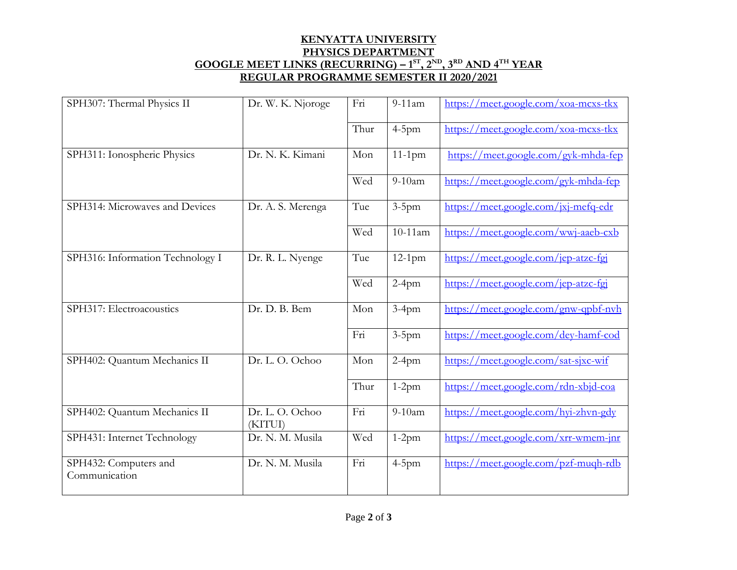**KENYATTA UNIVERSITY**
**PHYSICS DEPARTMENT**
**GOOGLE MEET LINKS (RECURRING) – 1ST, 2ND, 3RD AND 4TH YEAR**
**REGULAR PROGRAMME SEMESTER II 2020/2021**

| | | | | |
|---|---|---|---|---|
| SPH307: Thermal Physics II | Dr. W. K. Njoroge | Fri | 9-11am | https://meet.google.com/xoa-mcxs-tkx |
| | | Thur | 4-5pm | https://meet.google.com/xoa-mcxs-tkx |
| SPH311: Ionospheric Physics | Dr. N. K. Kimani | Mon | 11-1pm | https://meet.google.com/gyk-mhda-fep |
| | | Wed | 9-10am | https://meet.google.com/gyk-mhda-fep |
| SPH314: Microwaves and Devices | Dr. A. S. Merenga | Tue | 3-5pm | https://meet.google.com/jxj-mefq-edr |
| | | Wed | 10-11am | https://meet.google.com/wwj-aaeb-cxb |
| SPH316: Information Technology I | Dr. R. L. Nyenge | Tue | 12-1pm | https://meet.google.com/jep-atzc-fgj |
| | | Wed | 2-4pm | https://meet.google.com/jep-atzc-fgj |
| SPH317: Electroacoustics | Dr. D. B. Bem | Mon | 3-4pm | https://meet.google.com/gnw-qpbf-nvh |
| | | Fri | 3-5pm | https://meet.google.com/dey-hamf-cod |
| SPH402: Quantum Mechanics II | Dr. L. O. Ochoo | Mon | 2-4pm | https://meet.google.com/sat-sjxc-wif |
| | | Thur | 1-2pm | https://meet.google.com/rdn-xbjd-coa |
| SPH402: Quantum Mechanics II | Dr. L. O. Ochoo (KITUI) | Fri | 9-10am | https://meet.google.com/hyi-zhvn-gdy |
| SPH431: Internet Technology | Dr. N. M. Musila | Wed | 1-2pm | https://meet.google.com/xrr-wmem-jnr |
| SPH432: Computers and Communication | Dr. N. M. Musila | Fri | 4-5pm | https://meet.google.com/pzf-muqh-rdb |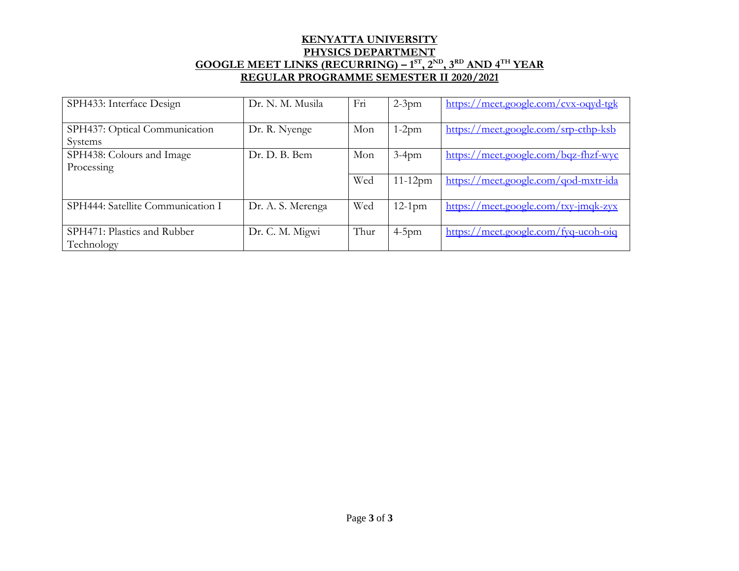**KENYATTA UNIVERSITY**
**PHYSICS DEPARTMENT**
**GOOGLE MEET LINKS (RECURRING) – 1ST, 2ND, 3RD AND 4TH YEAR**
**REGULAR PROGRAMME SEMESTER II 2020/2021**

| | | | | |
|---|---|---|---|---|
| SPH433: Interface Design | Dr. N. M. Musila | Fri | 2-3pm | https://meet.google.com/cvx-oqyd-tgk |
| SPH437: Optical Communication Systems | Dr. R. Nyenge | Mon | 1-2pm | https://meet.google.com/srp-cthp-ksb |
| SPH438: Colours and Image Processing | Dr. D. B. Bem | Mon | 3-4pm | https://meet.google.com/bqz-fhzf-wyc |
| | | Wed | 11-12pm | https://meet.google.com/qod-mxtr-ida |
| SPH444: Satellite Communication I | Dr. A. S. Merenga | Wed | 12-1pm | https://meet.google.com/txy-jmqk-zyx |
| SPH471: Plastics and Rubber Technology | Dr. C. M. Migwi | Thur | 4-5pm | https://meet.google.com/fyq-ucoh-oiq |